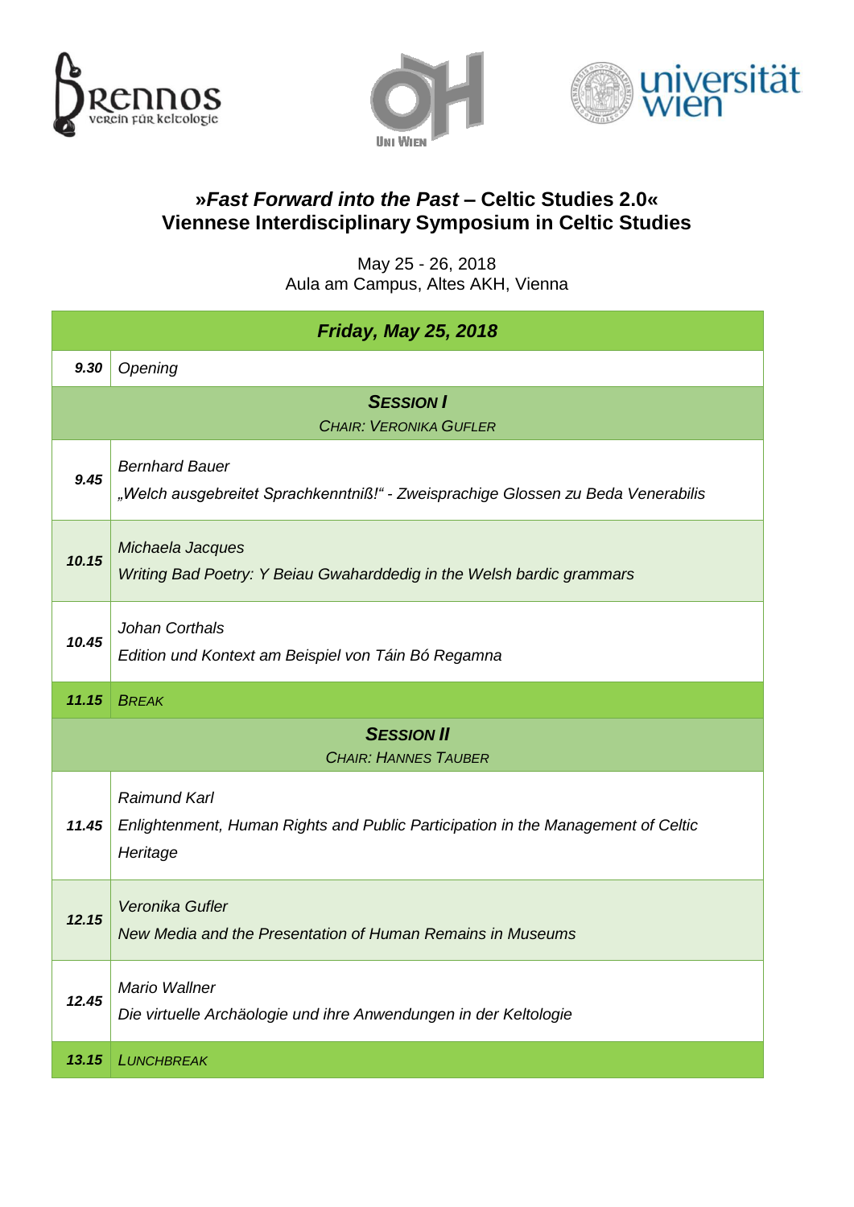# »*Fast Forward into the Past* – Celtic Studies 2.0«
# Viennese Interdisciplinary Symposium in Celtic Studies

May 25 - 26, 2018
Aula am Campus, Altes AKH, Vienna

| ***Friday, May 25, 2018*** | |
|---|---|
| ***9.30*** | *Opening* |
| ***SESSION I*** *CHAIR: VERONIKA GUFLER* | |
| ***9.45*** | *Bernhard Bauer* *„Welch ausgebreitet Sprachkenntniß!" - Zweisprachige Glossen zu Beda Venerabilis* |
| ***10.15*** | *Michaela Jacques* *Writing Bad Poetry: Y Beiau Gwaharddedig in the Welsh bardic grammars* |
| ***10.45*** | *Johan Corthals* *Edition und Kontext am Beispiel von Táin Bó Regamna* |
| ***11.15*** | *BREAK* |
| ***SESSION II*** *CHAIR: HANNES TAUBER* | |
| ***11.45*** | *Raimund Karl* *Enlightenment, Human Rights and Public Participation in the Management of Celtic Heritage* |
| ***12.15*** | *Veronika Gufler* *New Media and the Presentation of Human Remains in Museums* |
| ***12.45*** | *Mario Wallner* *Die virtuelle Archäologie und ihre Anwendungen in der Keltologie* |
| ***13.15*** | *LUNCHBREAK* |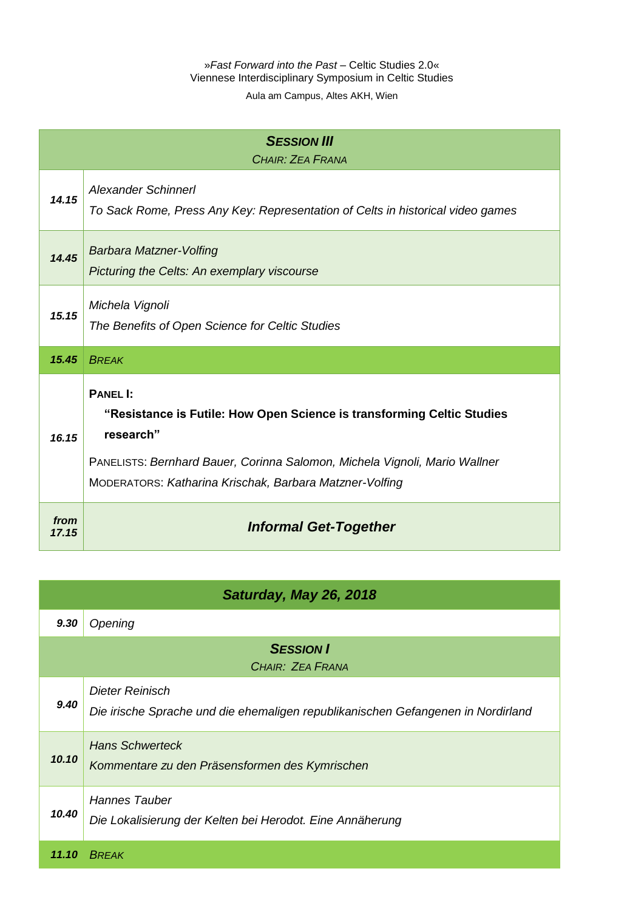»*Fast Forward into the Past* – Celtic Studies 2.0«
Viennese Interdisciplinary Symposium in Celtic Studies

Aula am Campus, Altes AKH, Wien

| | ***SESSION III*** *CHAIR: ZEA FRANA* |
|---|---|
| **14.15** | *Alexander Schinnerl* *To Sack Rome, Press Any Key: Representation of Celts in historical video games* |
| **14.45** | *Barbara Matzner-Volfing* *Picturing the Celts: An exemplary viscourse* |
| **15.15** | *Michela Vignoli* *The Benefits of Open Science for Celtic Studies* |
| **15.45** | *BREAK* |
| **16.15** | **PANEL I:** **“Resistance is Futile: How Open Science is transforming Celtic Studies research”** PANELISTS: *Bernhard Bauer, Corinna Salomon, Michela Vignoli, Mario Wallner* MODERATORS: *Katharina Krischak, Barbara Matzner-Volfing* |
| **from 17.15** | ***Informal Get-Together*** |

| | ***Saturday, May 26, 2018*** |
|---|---|
| **9.30** | *Opening* |
| | ***SESSION I*** *CHAIR: ZEA FRANA* |
| **9.40** | *Dieter Reinisch* *Die irische Sprache und die ehemaligen republikanischen Gefangenen in Nordirland* |
| **10.10** | *Hans Schwerteck* *Kommentare zu den Präsensformen des Kymrischen* |
| **10.40** | *Hannes Tauber* *Die Lokalisierung der Kelten bei Herodot. Eine Annäherung* |
| **11.10** | *BREAK* |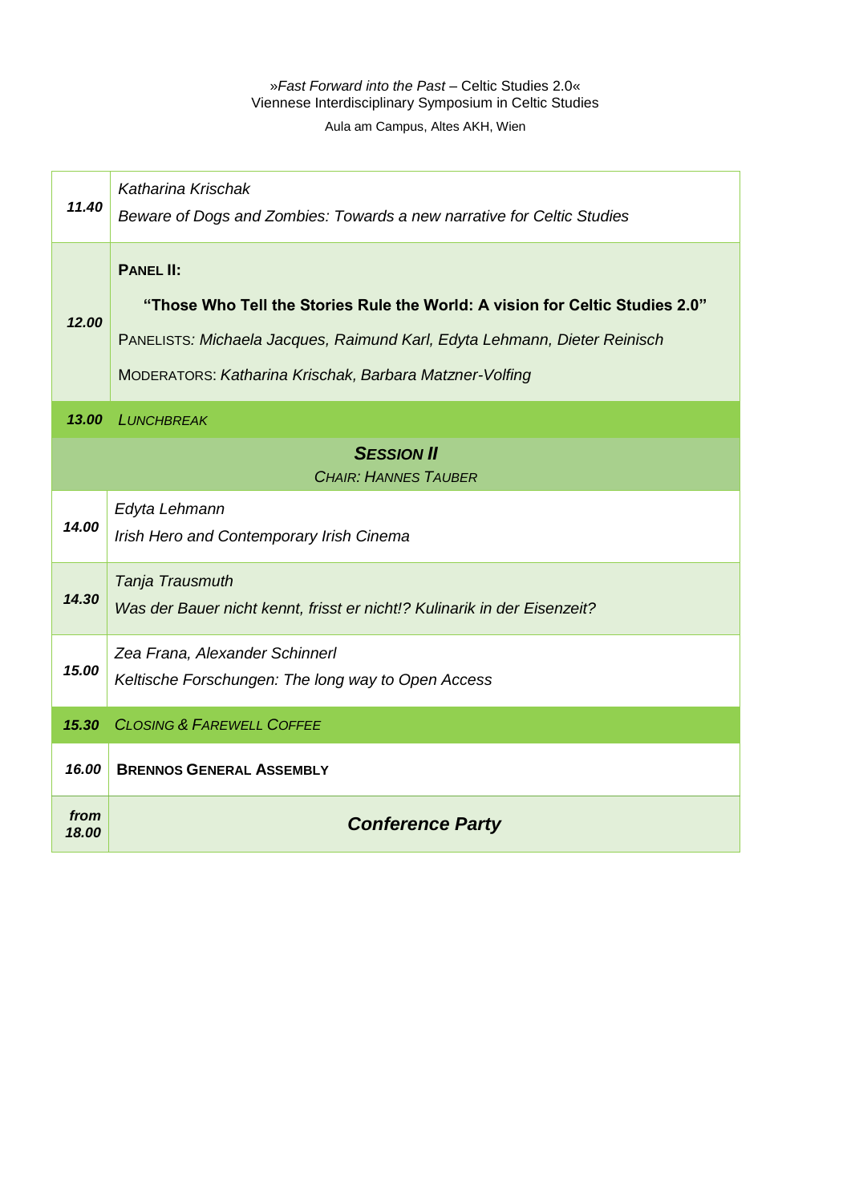»*Fast Forward into the Past* – Celtic Studies 2.0«
Viennese Interdisciplinary Symposium in Celtic Studies
Aula am Campus, Altes AKH, Wien

| | |
|---|---|
| ***11.40*** | *Katharina Krischak*<br>*Beware of Dogs and Zombies: Towards a new narrative for Celtic Studies* |
| ***12.00*** | **PANEL II:**<br>**“Those Who Tell the Stories Rule the World: A vision for Celtic Studies 2.0”**<br>PANELISTS*: Michaela Jacques, Raimund Karl, Edyta Lehmann, Dieter Reinisch*<br>MODERATORS: *Katharina Krischak, Barbara Matzner-Volfing* |
| ***13.00*** | *LUNCHBREAK* |
| | ***SESSION II***<br>*CHAIR: HANNES TAUBER* |
| ***14.00*** | *Edyta Lehmann*<br>*Irish Hero and Contemporary Irish Cinema* |
| ***14.30*** | *Tanja Trausmuth*<br>*Was der Bauer nicht kennt, frisst er nicht!? Kulinarik in der Eisenzeit?* |
| ***15.00*** | *Zea Frana, Alexander Schinnerl*<br>*Keltische Forschungen: The long way to Open Access* |
| ***15.30*** | *CLOSING & FAREWELL COFFEE* |
| ***16.00*** | **BRENNOS GENERAL ASSEMBLY** |
| ***from 18.00*** | ***Conference Party*** |